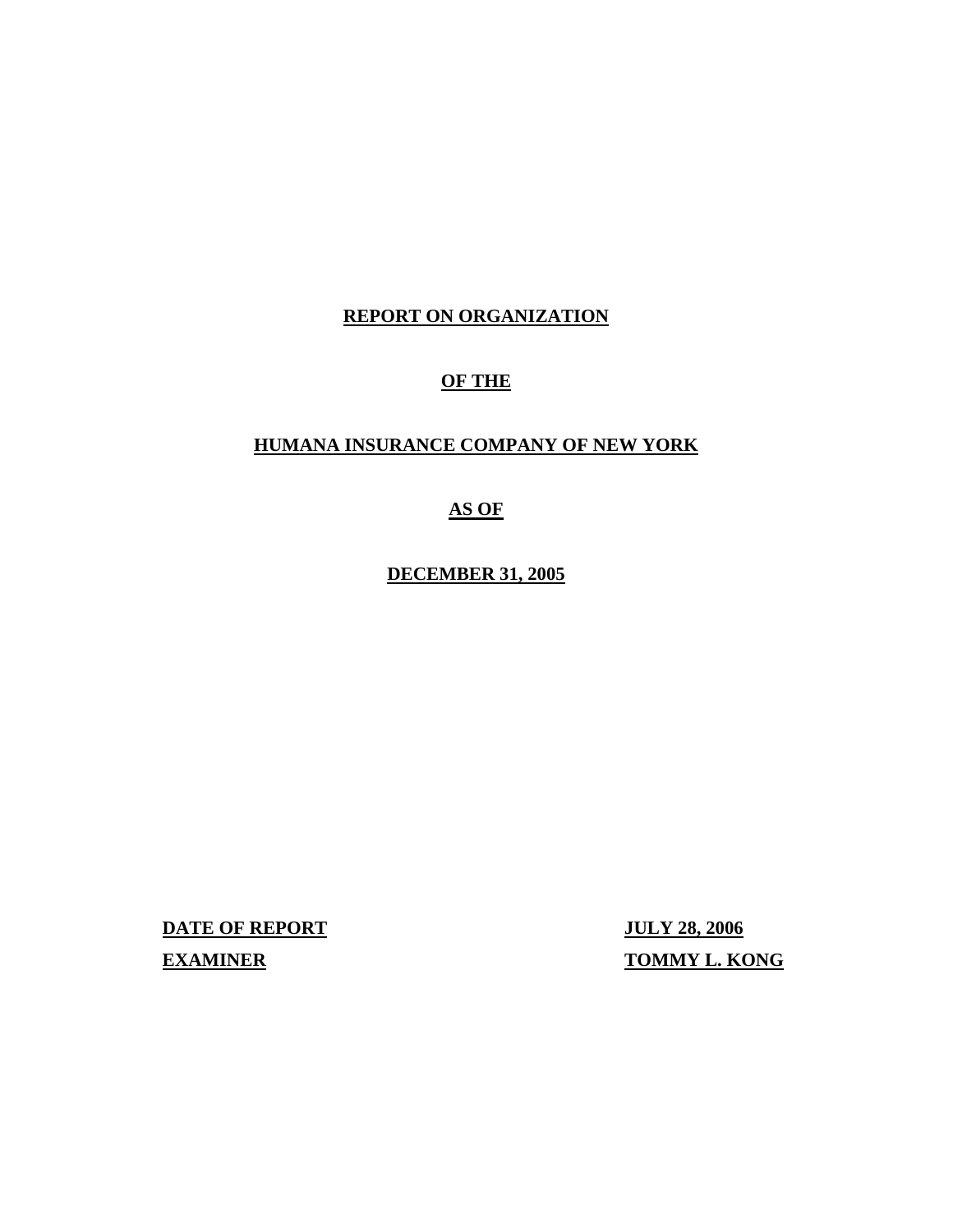# REPORT ON ORGANIZATION

# OF THE

# HUMANA INSURANCE COMPANY OF NEW YORK

# AS OF

# DECEMBER 31, 2005

| | |
|---|---|
| **DATE OF REPORT** | **JULY 28, 2006** |
| **EXAMINER** | **TOMMY L. KONG** |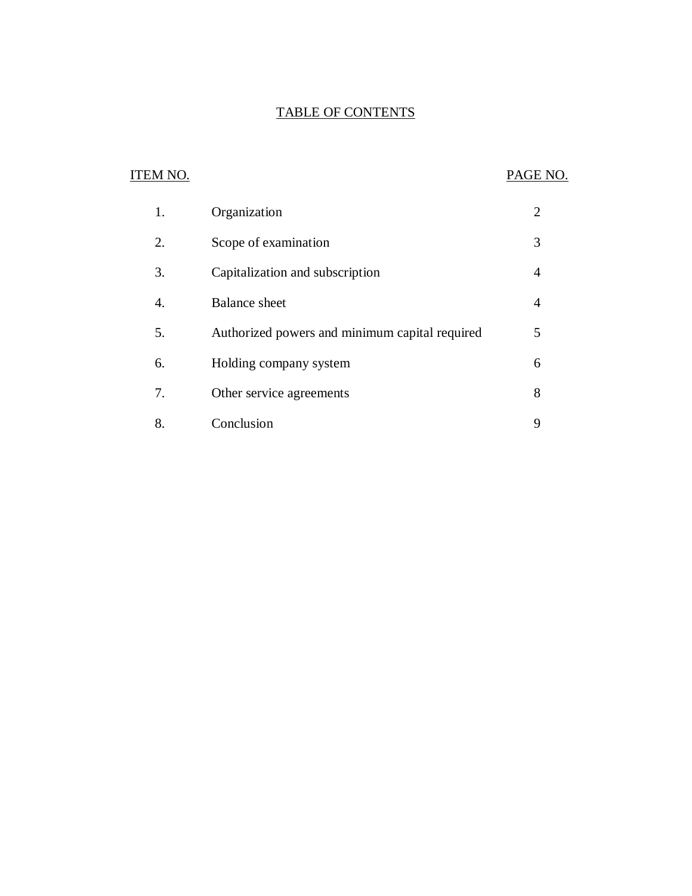# TABLE OF CONTENTS

| ITEM NO. | | PAGE NO. |
|---|---|---|
| 1. | Organization | 2 |
| 2. | Scope of examination | 3 |
| 3. | Capitalization and subscription | 4 |
| 4. | Balance sheet | 4 |
| 5. | Authorized powers and minimum capital required | 5 |
| 6. | Holding company system | 6 |
| 7. | Other service agreements | 8 |
| 8. | Conclusion | 9 |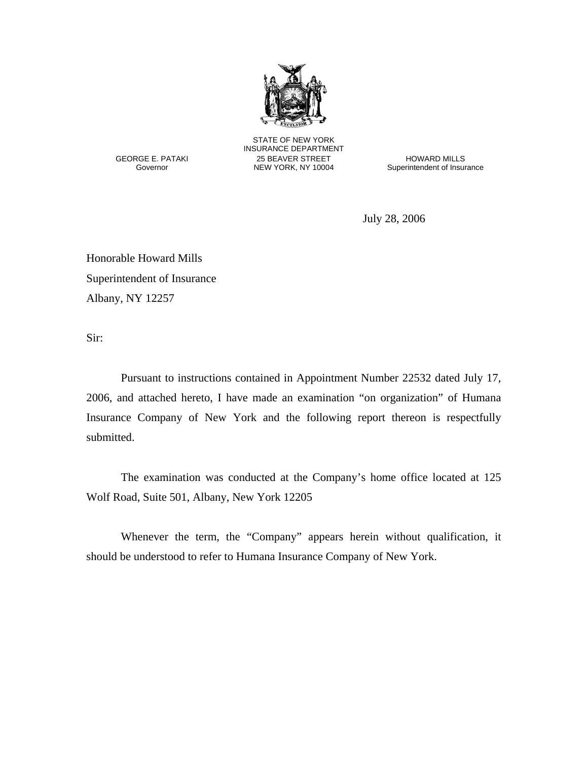STATE OF NEW YORK
INSURANCE DEPARTMENT
25 BEAVER STREET
NEW YORK, NY 10004

GEORGE E. PATAKI
Governor

HOWARD MILLS
Superintendent of Insurance

July 28, 2006

Honorable Howard Mills
Superintendent of Insurance
Albany, NY 12257

Sir:

Pursuant to instructions contained in Appointment Number 22532 dated July 17, 2006, and attached hereto, I have made an examination "on organization" of Humana Insurance Company of New York and the following report thereon is respectfully submitted.

The examination was conducted at the Company's home office located at 125 Wolf Road, Suite 501, Albany, New York 12205

Whenever the term, the "Company" appears herein without qualification, it should be understood to refer to Humana Insurance Company of New York.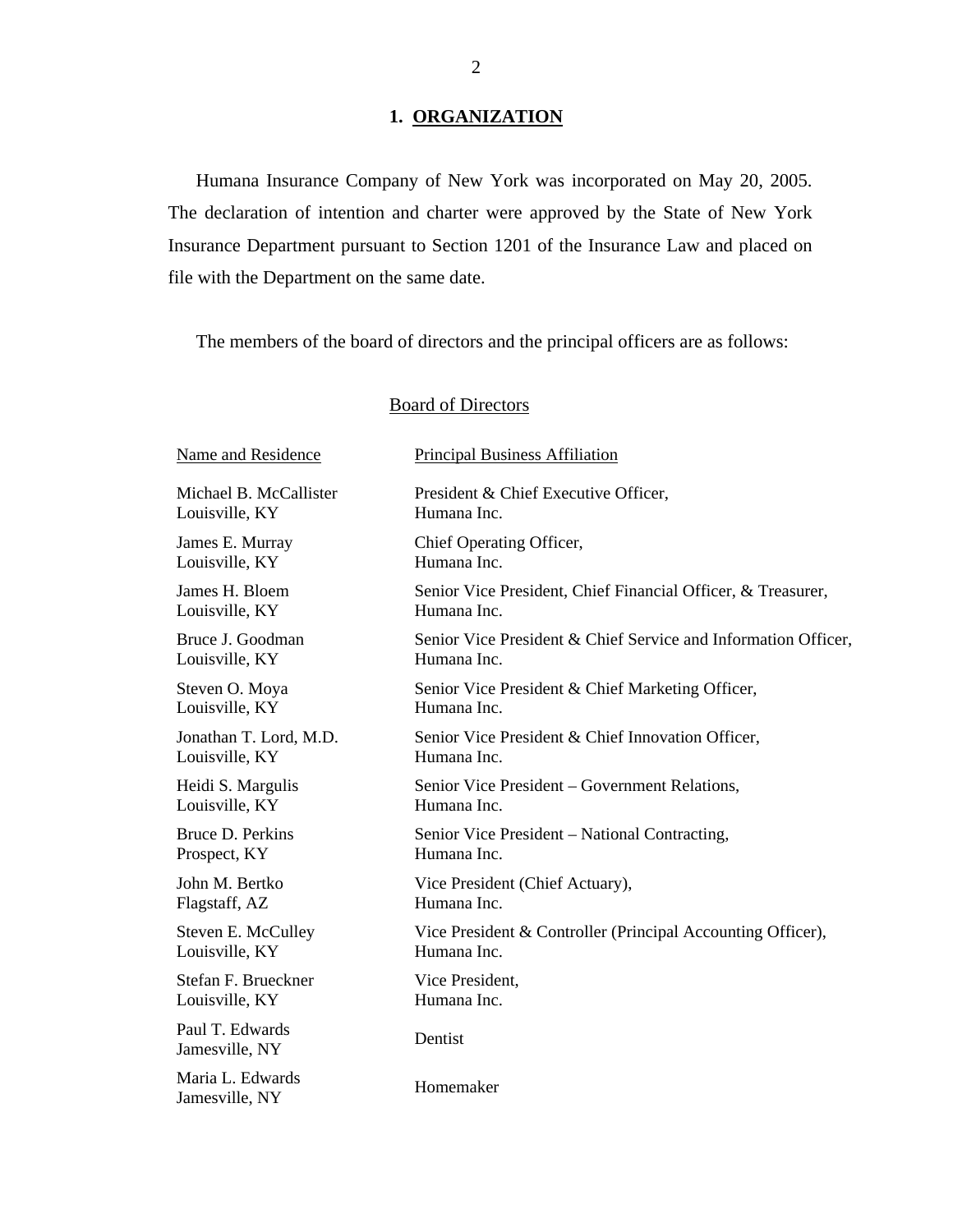## 1. ORGANIZATION

Humana Insurance Company of New York was incorporated on May 20, 2005. The declaration of intention and charter were approved by the State of New York Insurance Department pursuant to Section 1201 of the Insurance Law and placed on file with the Department on the same date.

The members of the board of directors and the principal officers are as follows:

### Board of Directors

| Name and Residence | Principal Business Affiliation |
| --- | --- |
| Michael B. McCallister<br>Louisville, KY | President & Chief Executive Officer,<br>Humana Inc. |
| James E. Murray<br>Louisville, KY | Chief Operating Officer,<br>Humana Inc. |
| James H. Bloem<br>Louisville, KY | Senior Vice President, Chief Financial Officer, & Treasurer,<br>Humana Inc. |
| Bruce J. Goodman<br>Louisville, KY | Senior Vice President & Chief Service and Information Officer,<br>Humana Inc. |
| Steven O. Moya<br>Louisville, KY | Senior Vice President & Chief Marketing Officer,<br>Humana Inc. |
| Jonathan T. Lord, M.D.<br>Louisville, KY | Senior Vice President & Chief Innovation Officer,<br>Humana Inc. |
| Heidi S. Margulis<br>Louisville, KY | Senior Vice President – Government Relations,<br>Humana Inc. |
| Bruce D. Perkins<br>Prospect, KY | Senior Vice President – National Contracting,<br>Humana Inc. |
| John M. Bertko<br>Flagstaff, AZ | Vice President (Chief Actuary),<br>Humana Inc. |
| Steven E. McCulley<br>Louisville, KY | Vice President & Controller (Principal Accounting Officer),<br>Humana Inc. |
| Stefan F. Brueckner<br>Louisville, KY | Vice President,<br>Humana Inc. |
| Paul T. Edwards<br>Jamesville, NY | Dentist |
| Maria L. Edwards<br>Jamesville, NY | Homemaker |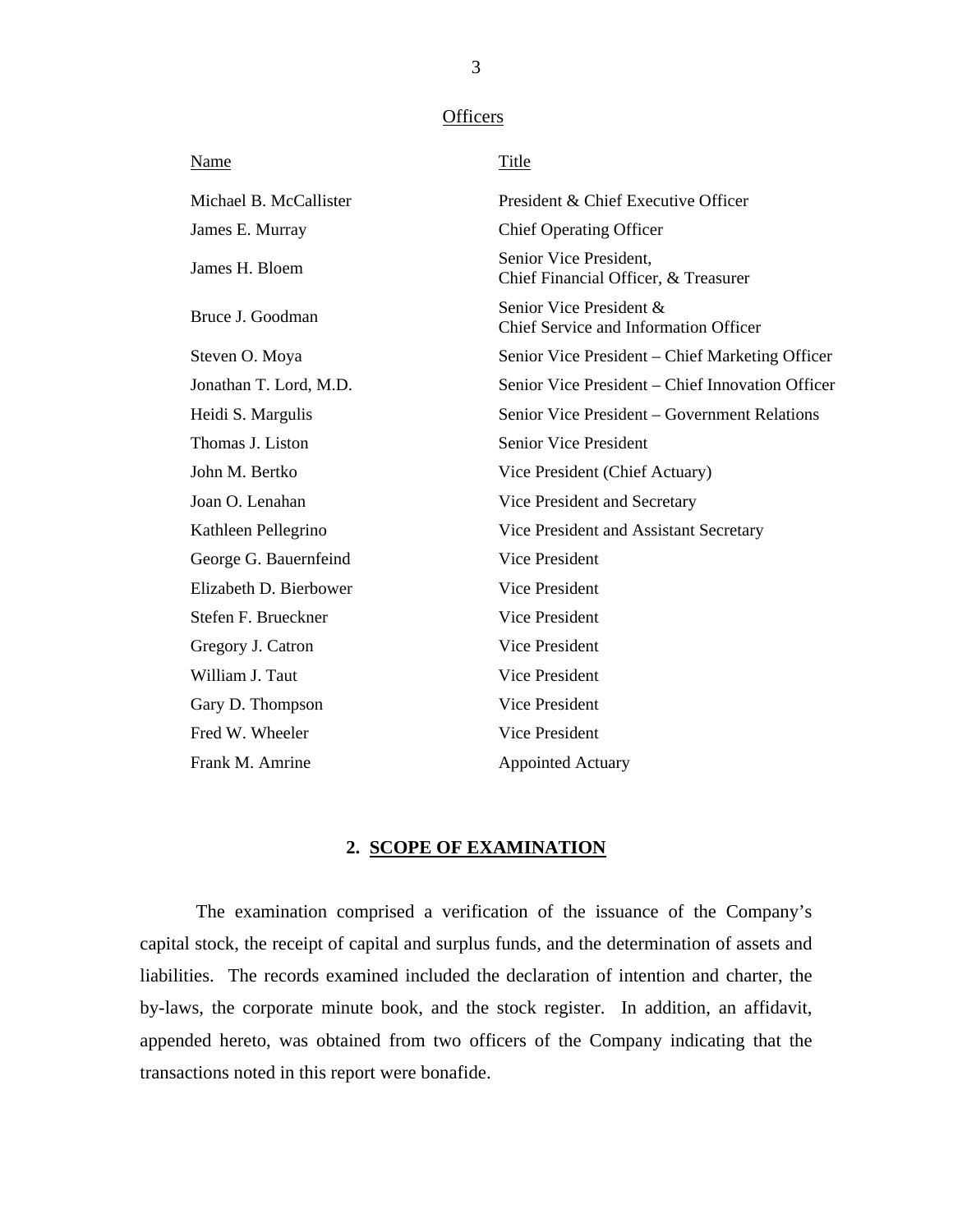Officers

| Name | Title |
|---|---|
| Michael B. McCallister | President & Chief Executive Officer |
| James E. Murray | Chief Operating Officer |
| James H. Bloem | Senior Vice President, Chief Financial Officer, & Treasurer |
| Bruce J. Goodman | Senior Vice President & Chief Service and Information Officer |
| Steven O. Moya | Senior Vice President – Chief Marketing Officer |
| Jonathan T. Lord, M.D. | Senior Vice President – Chief Innovation Officer |
| Heidi S. Margulis | Senior Vice President – Government Relations |
| Thomas J. Liston | Senior Vice President |
| John M. Bertko | Vice President (Chief Actuary) |
| Joan O. Lenahan | Vice President and Secretary |
| Kathleen Pellegrino | Vice President and Assistant Secretary |
| George G. Bauernfeind | Vice President |
| Elizabeth D. Bierbower | Vice President |
| Stefen F. Brueckner | Vice President |
| Gregory J. Catron | Vice President |
| William J. Taut | Vice President |
| Gary D. Thompson | Vice President |
| Fred W. Wheeler | Vice President |
| Frank M. Amrine | Appointed Actuary |

## 2. SCOPE OF EXAMINATION

The examination comprised a verification of the issuance of the Company's capital stock, the receipt of capital and surplus funds, and the determination of assets and liabilities. The records examined included the declaration of intention and charter, the by-laws, the corporate minute book, and the stock register. In addition, an affidavit, appended hereto, was obtained from two officers of the Company indicating that the transactions noted in this report were bonafide.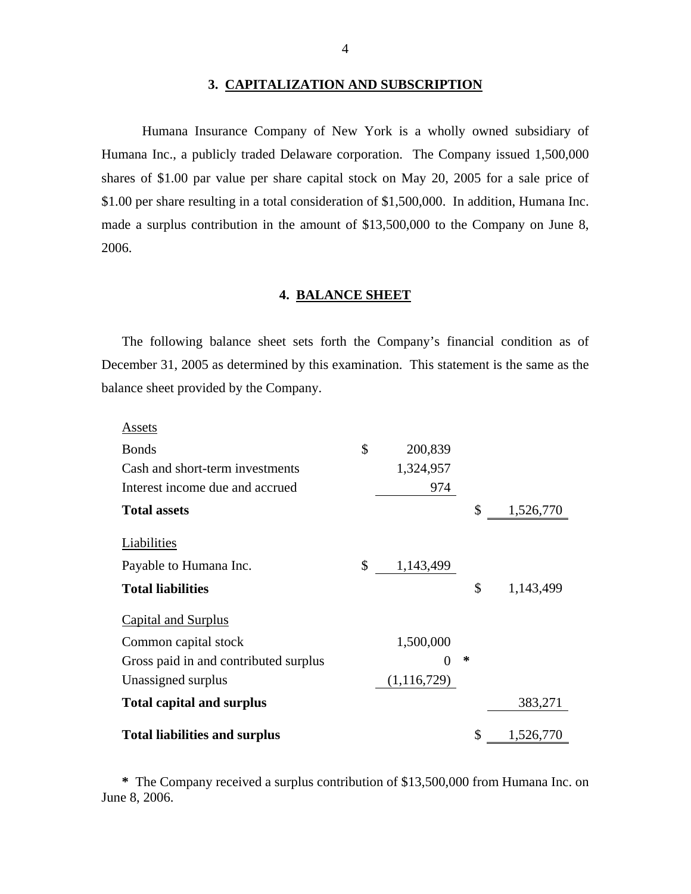## 3. CAPITALIZATION AND SUBSCRIPTION

Humana Insurance Company of New York is a wholly owned subsidiary of Humana Inc., a publicly traded Delaware corporation. The Company issued 1,500,000 shares of $1.00 par value per share capital stock on May 20, 2005 for a sale price of $1.00 per share resulting in a total consideration of $1,500,000. In addition, Humana Inc. made a surplus contribution in the amount of $13,500,000 to the Company on June 8, 2006.

## 4. BALANCE SHEET

The following balance sheet sets forth the Company's financial condition as of December 31, 2005 as determined by this examination. This statement is the same as the balance sheet provided by the Company.

| | | |
|---|---|---|
| Assets | | |
| Bonds | $ 200,839 | |
| Cash and short-term investments | 1,324,957 | |
| Interest income due and accrued | 974 | |
| **Total assets** | | $ 1,526,770 |
| Liabilities | | |
| Payable to Humana Inc. | $ 1,143,499 | |
| **Total liabilities** | | $ 1,143,499 |
| Capital and Surplus | | |
| Common capital stock | 1,500,000 | |
| Gross paid in and contributed surplus | 0 * | |
| Unassigned surplus | (1,116,729) | |
| **Total capital and surplus** | | 383,271 |
| **Total liabilities and surplus** | | $ 1,526,770 |

**\*** The Company received a surplus contribution of $13,500,000 from Humana Inc. on June 8, 2006.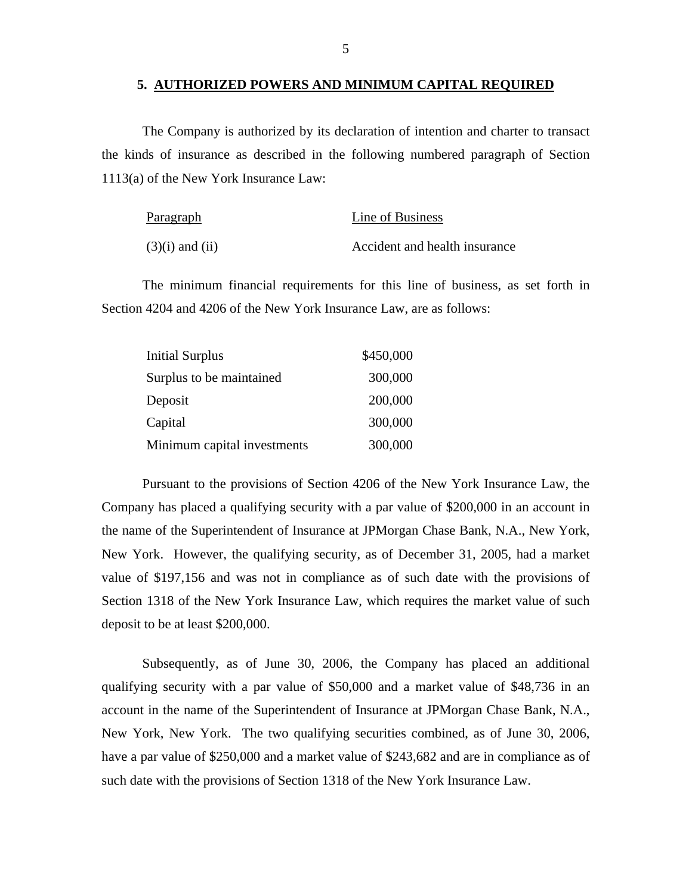## 5. AUTHORIZED POWERS AND MINIMUM CAPITAL REQUIRED

The Company is authorized by its declaration of intention and charter to transact the kinds of insurance as described in the following numbered paragraph of Section 1113(a) of the New York Insurance Law:

| Paragraph | Line of Business |
|---|---|
| (3)(i) and (ii) | Accident and health insurance |

The minimum financial requirements for this line of business, as set forth in Section 4204 and 4206 of the New York Insurance Law, are as follows:

| | |
|---|---|
| Initial Surplus | $450,000 |
| Surplus to be maintained | 300,000 |
| Deposit | 200,000 |
| Capital | 300,000 |
| Minimum capital investments | 300,000 |

Pursuant to the provisions of Section 4206 of the New York Insurance Law, the Company has placed a qualifying security with a par value of $200,000 in an account in the name of the Superintendent of Insurance at JPMorgan Chase Bank, N.A., New York, New York. However, the qualifying security, as of December 31, 2005, had a market value of $197,156 and was not in compliance as of such date with the provisions of Section 1318 of the New York Insurance Law, which requires the market value of such deposit to be at least $200,000.

Subsequently, as of June 30, 2006, the Company has placed an additional qualifying security with a par value of $50,000 and a market value of $48,736 in an account in the name of the Superintendent of Insurance at JPMorgan Chase Bank, N.A., New York, New York. The two qualifying securities combined, as of June 30, 2006, have a par value of $250,000 and a market value of $243,682 and are in compliance as of such date with the provisions of Section 1318 of the New York Insurance Law.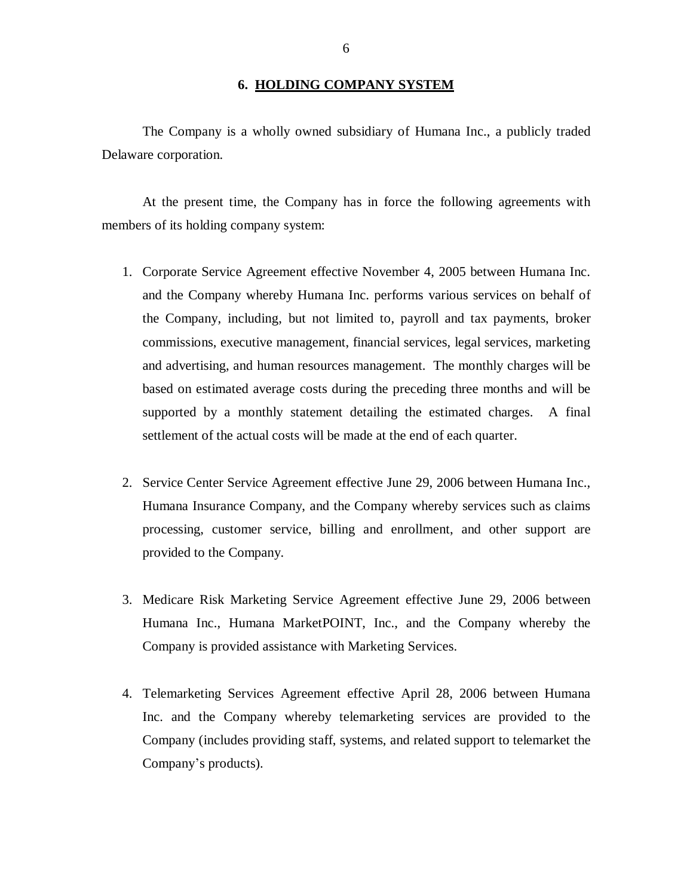## 6. HOLDING COMPANY SYSTEM

The Company is a wholly owned subsidiary of Humana Inc., a publicly traded Delaware corporation.

At the present time, the Company has in force the following agreements with members of its holding company system:

1. Corporate Service Agreement effective November 4, 2005 between Humana Inc. and the Company whereby Humana Inc. performs various services on behalf of the Company, including, but not limited to, payroll and tax payments, broker commissions, executive management, financial services, legal services, marketing and advertising, and human resources management. The monthly charges will be based on estimated average costs during the preceding three months and will be supported by a monthly statement detailing the estimated charges. A final settlement of the actual costs will be made at the end of each quarter.

2. Service Center Service Agreement effective June 29, 2006 between Humana Inc., Humana Insurance Company, and the Company whereby services such as claims processing, customer service, billing and enrollment, and other support are provided to the Company.

3. Medicare Risk Marketing Service Agreement effective June 29, 2006 between Humana Inc., Humana MarketPOINT, Inc., and the Company whereby the Company is provided assistance with Marketing Services.

4. Telemarketing Services Agreement effective April 28, 2006 between Humana Inc. and the Company whereby telemarketing services are provided to the Company (includes providing staff, systems, and related support to telemarket the Company's products).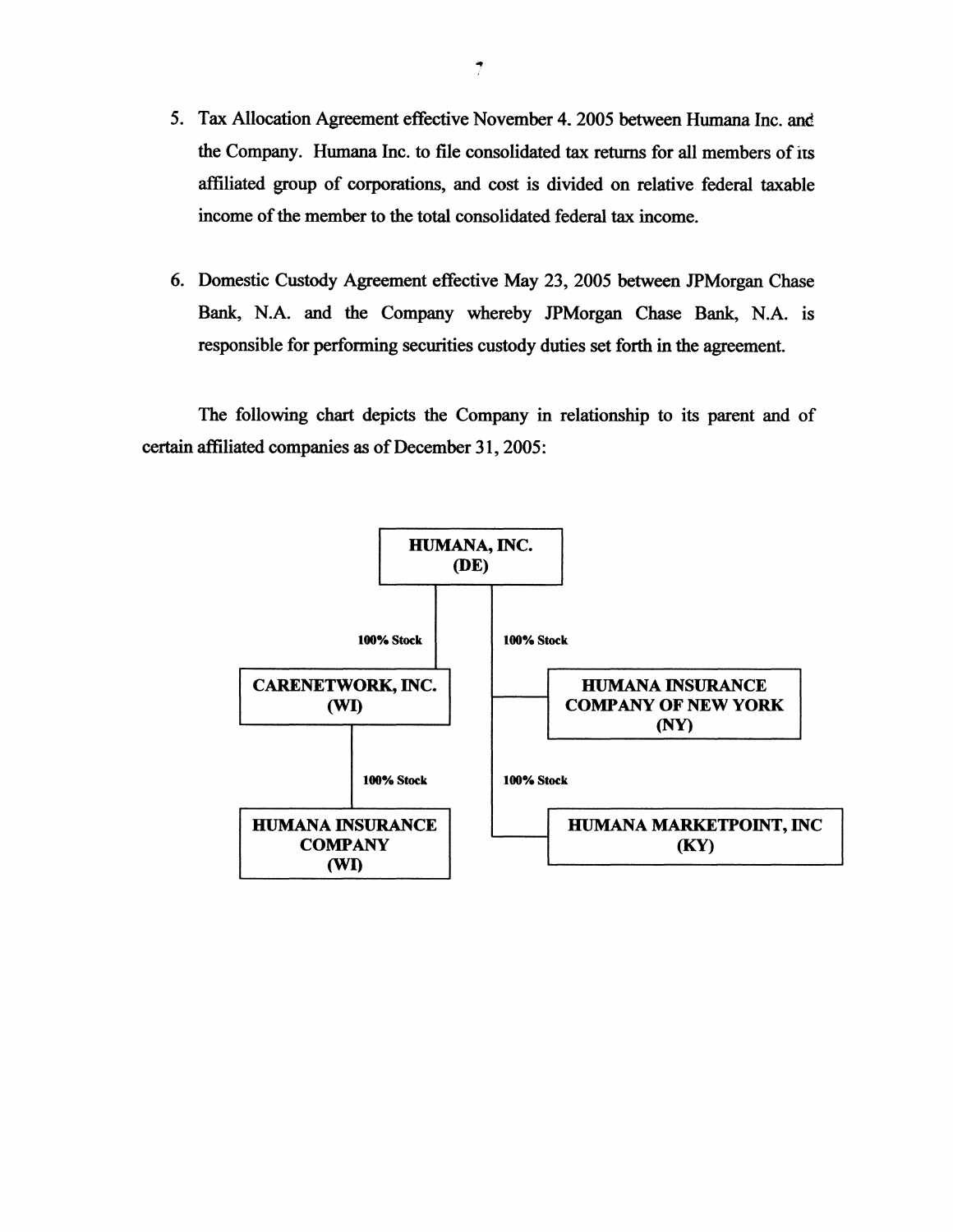5. Tax Allocation Agreement effective November 4. 2005 between Humana Inc. and the Company. Humana Inc. to file consolidated tax returns for all members of its affiliated group of corporations, and cost is divided on relative federal taxable income of the member to the total consolidated federal tax income.

6. Domestic Custody Agreement effective May 23, 2005 between JPMorgan Chase Bank, N.A. and the Company whereby JPMorgan Chase Bank, N.A. is responsible for performing securities custody duties set forth in the agreement.

The following chart depicts the Company in relationship to its parent and of certain affiliated companies as of December 31, 2005:

- **HUMANA, INC. (DE)**
  - 100% Stock — **CARENETWORK, INC. (WI)**
    - 100% Stock — **HUMANA INSURANCE COMPANY (WI)**
  - 100% Stock — **HUMANA INSURANCE COMPANY OF NEW YORK (NY)**
  - 100% Stock — **HUMANA MARKETPOINT, INC (KY)**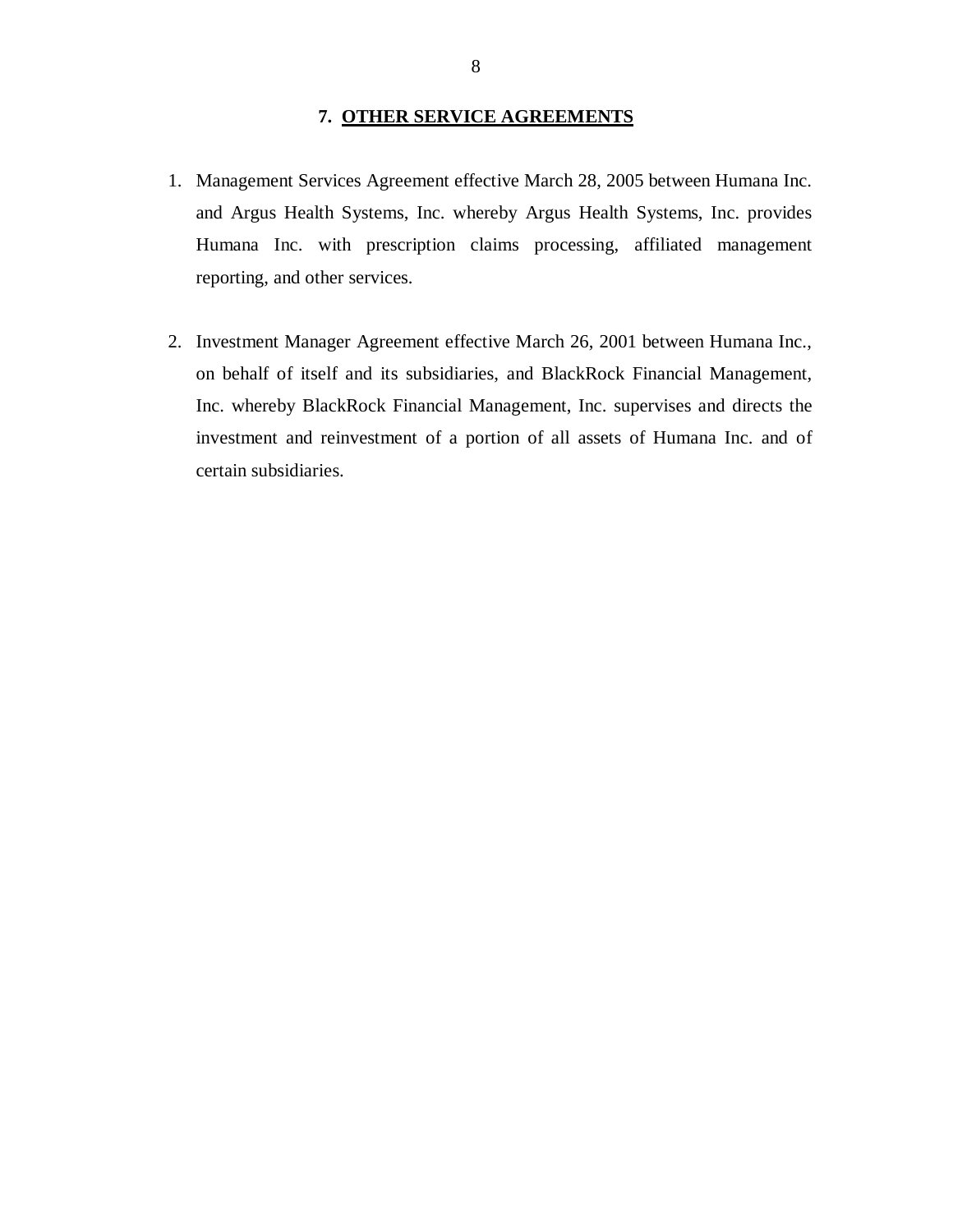## 7. OTHER SERVICE AGREEMENTS

1. Management Services Agreement effective March 28, 2005 between Humana Inc. and Argus Health Systems, Inc. whereby Argus Health Systems, Inc. provides Humana Inc. with prescription claims processing, affiliated management reporting, and other services.

2. Investment Manager Agreement effective March 26, 2001 between Humana Inc., on behalf of itself and its subsidiaries, and BlackRock Financial Management, Inc. whereby BlackRock Financial Management, Inc. supervises and directs the investment and reinvestment of a portion of all assets of Humana Inc. and of certain subsidiaries.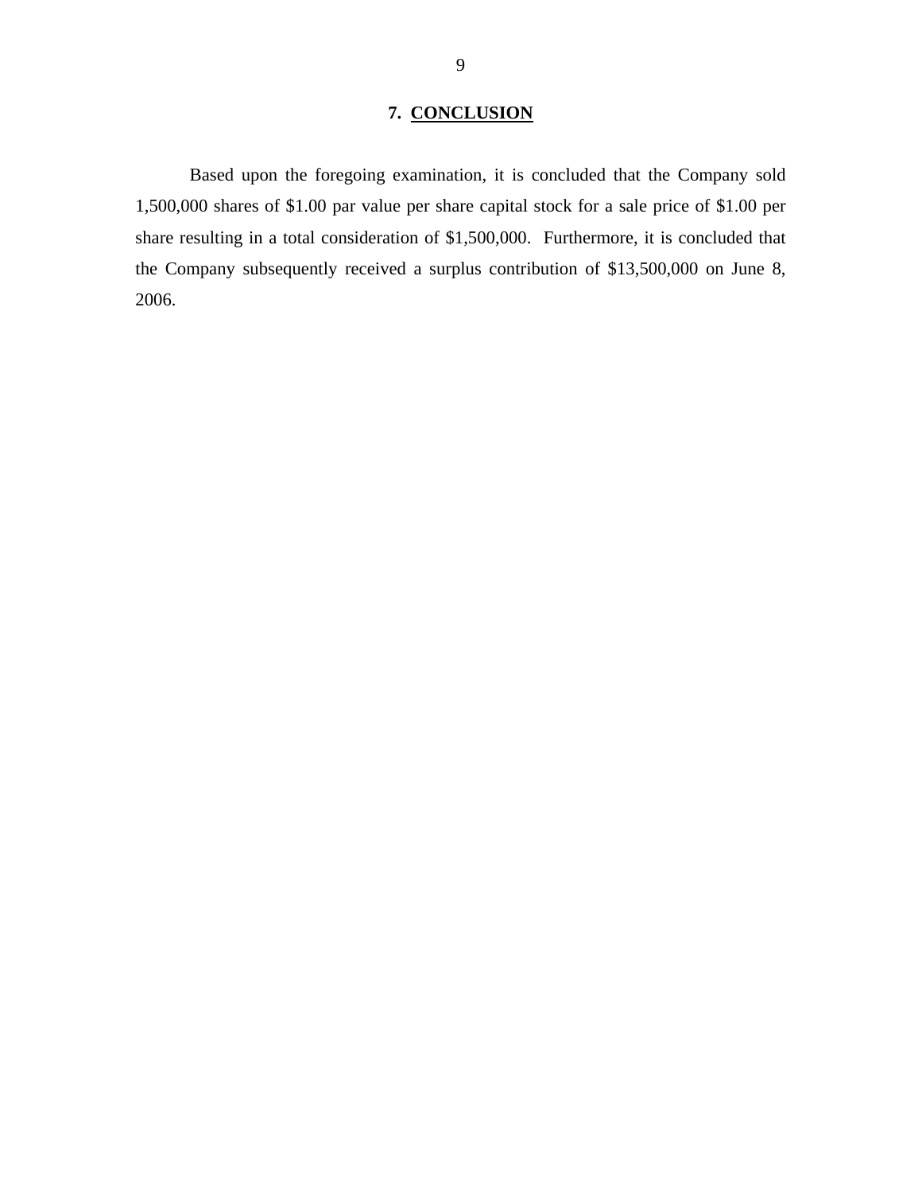## 7. CONCLUSION

Based upon the foregoing examination, it is concluded that the Company sold 1,500,000 shares of $1.00 par value per share capital stock for a sale price of $1.00 per share resulting in a total consideration of $1,500,000. Furthermore, it is concluded that the Company subsequently received a surplus contribution of $13,500,000 on June 8, 2006.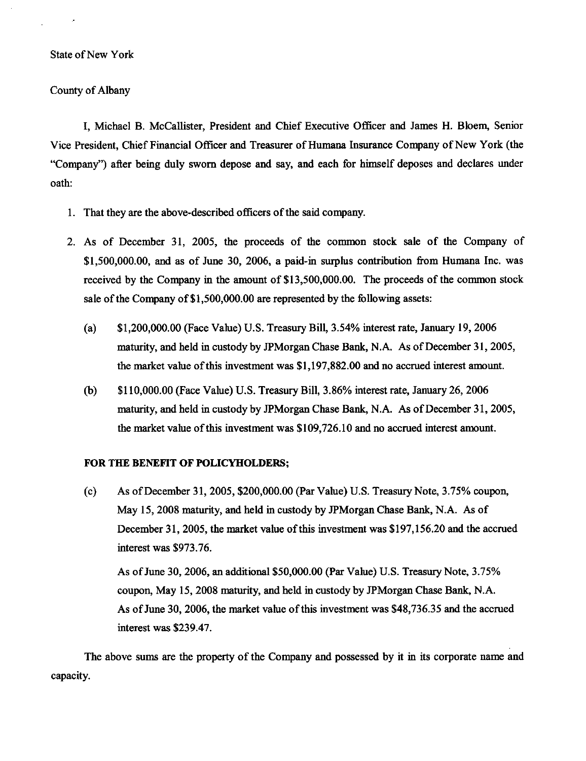State of New York

County of Albany

I, Michael B. McCallister, President and Chief Executive Officer and James H. Bloem, Senior Vice President, Chief Financial Officer and Treasurer of Humana Insurance Company of New York (the "Company") after being duly sworn depose and say, and each for himself deposes and declares under oath:

1. That they are the above-described officers of the said company.

2. As of December 31, 2005, the proceeds of the common stock sale of the Company of $1,500,000.00, and as of June 30, 2006, a paid-in surplus contribution from Humana Inc. was received by the Company in the amount of $13,500,000.00. The proceeds of the common stock sale of the Company of $1,500,000.00 are represented by the following assets:

   (a) $1,200,000.00 (Face Value) U.S. Treasury Bill, 3.54% interest rate, January 19, 2006 maturity, and held in custody by JPMorgan Chase Bank, N.A. As of December 31, 2005, the market value of this investment was $1,197,882.00 and no accrued interest amount.

   (b) $110,000.00 (Face Value) U.S. Treasury Bill, 3.86% interest rate, January 26, 2006 maturity, and held in custody by JPMorgan Chase Bank, N.A. As of December 31, 2005, the market value of this investment was $109,726.10 and no accrued interest amount.

   **FOR THE BENEFIT OF POLICYHOLDERS;**

   (c) As of December 31, 2005, $200,000.00 (Par Value) U.S. Treasury Note, 3.75% coupon, May 15, 2008 maturity, and held in custody by JPMorgan Chase Bank, N.A. As of December 31, 2005, the market value of this investment was $197,156.20 and the accrued interest was $973.76.

   As of June 30, 2006, an additional $50,000.00 (Par Value) U.S. Treasury Note, 3.75% coupon, May 15, 2008 maturity, and held in custody by JPMorgan Chase Bank, N.A. As of June 30, 2006, the market value of this investment was $48,736.35 and the accrued interest was $239.47.

The above sums are the property of the Company and possessed by it in its corporate name and capacity.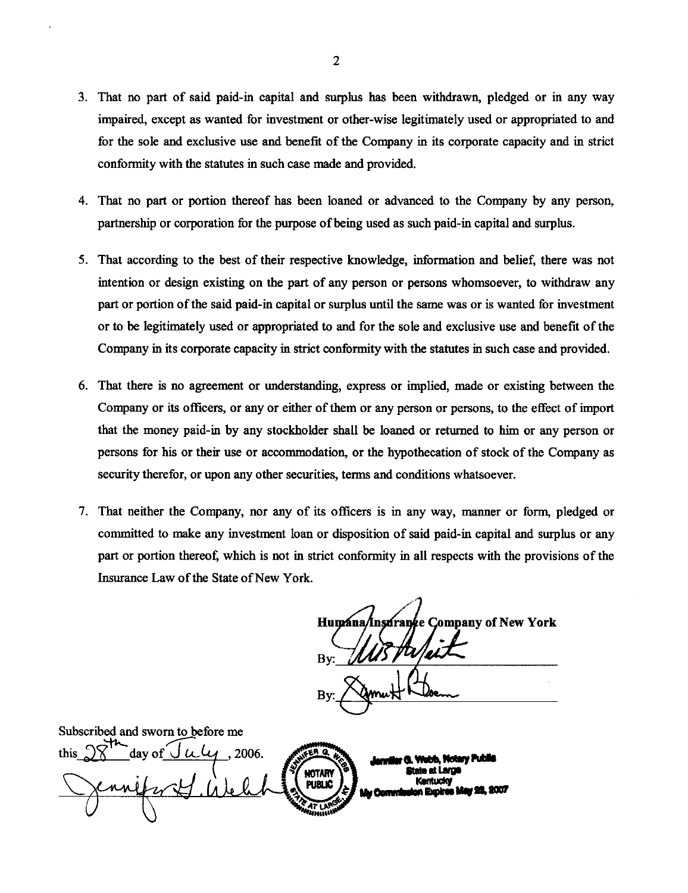3. That no part of said paid-in capital and surplus has been withdrawn, pledged or in any way impaired, except as wanted for investment or other-wise legitimately used or appropriated to and for the sole and exclusive use and benefit of the Company in its corporate capacity and in strict conformity with the statutes in such case made and provided.

4. That no part or portion thereof has been loaned or advanced to the Company by any person, partnership or corporation for the purpose of being used as such paid-in capital and surplus.

5. That according to the best of their respective knowledge, information and belief, there was not intention or design existing on the part of any person or persons whomsoever, to withdraw any part or portion of the said paid-in capital or surplus until the same was or is wanted for investment or to be legitimately used or appropriated to and for the sole and exclusive use and benefit of the Company in its corporate capacity in strict conformity with the statutes in such case and provided.

6. That there is no agreement or understanding, express or implied, made or existing between the Company or its officers, or any or either of them or any person or persons, to the effect of import that the money paid-in by any stockholder shall be loaned or returned to him or any person or persons for his or their use or accommodation, or the hypothecation of stock of the Company as security therefor, or upon any other securities, terms and conditions whatsoever.

7. That neither the Company, nor any of its officers is in any way, manner or form, pledged or committed to make any investment loan or disposition of said paid-in capital and surplus or any part or portion thereof, which is not in strict conformity in all respects with the provisions of the Insurance Law of the State of New York.

**Humana Insurance Company of New York**

By: _______________________

By: _______________________

Subscribed and sworn to before me
this 28th day of July, 2006.

_______________________

Jennifer G. Webb, Notary Public
State at Large
Kentucky
My Commission Expires May 29, 2007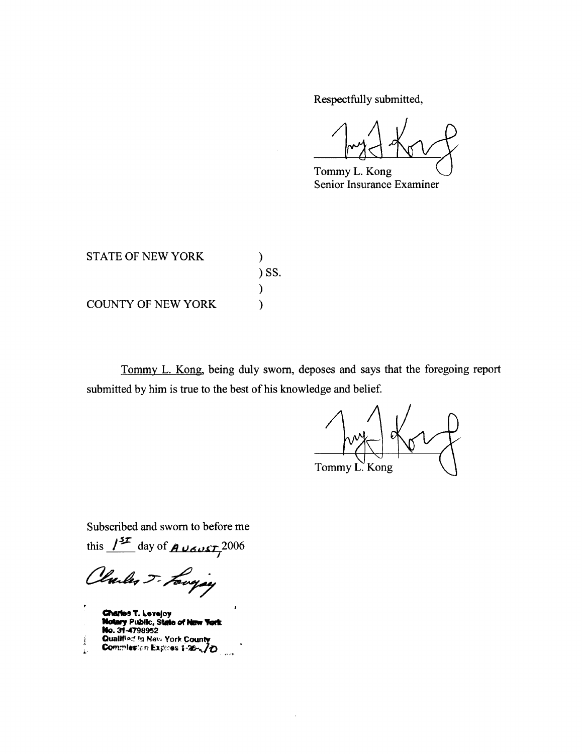Respectfully submitted,

Tommy L. Kong
Senior Insurance Examiner

STATE OF NEW YORK )
) SS.
)
COUNTY OF NEW YORK )

Tommy L. Kong, being duly sworn, deposes and says that the foregoing report submitted by him is true to the best of his knowledge and belief.

Tommy L. Kong

Subscribed and sworn to before me
this 1st day of August, 2006

Charles T. Lovejoy
Notary Public, State of New York
No. 31-4798952
Qualified in New York County
Commission Expires 1-25-10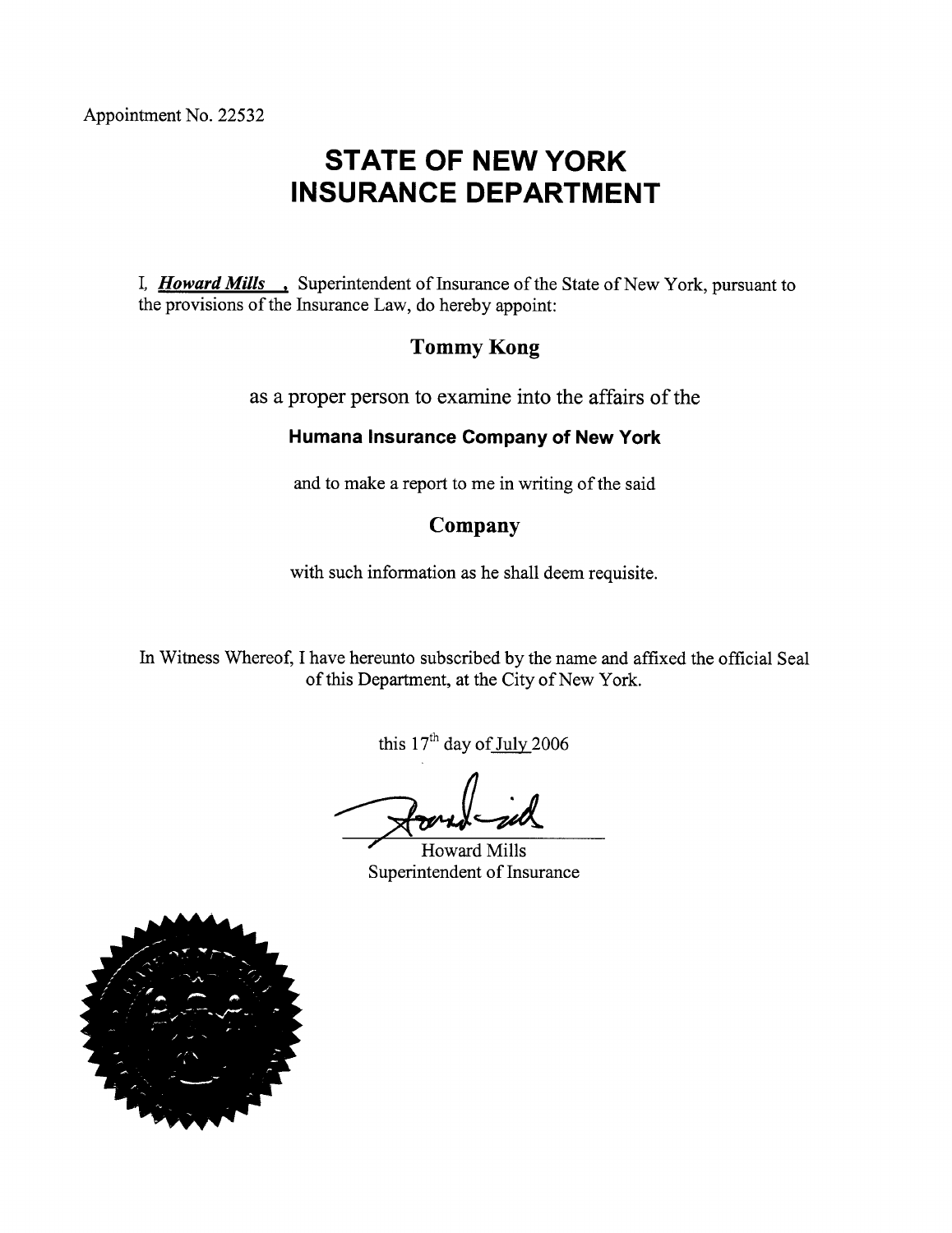Appointment No. 22532

# STATE OF NEW YORK
# INSURANCE DEPARTMENT

I, ***Howard Mills*** , Superintendent of Insurance of the State of New York, pursuant to the provisions of the Insurance Law, do hereby appoint:

**Tommy Kong**

as a proper person to examine into the affairs of the

**Humana Insurance Company of New York**

and to make a report to me in writing of the said

**Company**

with such information as he shall deem requisite.

In Witness Whereof, I have hereunto subscribed by the name and affixed the official Seal of this Department, at the City of New York.

this 17th day of July 2006

Howard Mills
Superintendent of Insurance